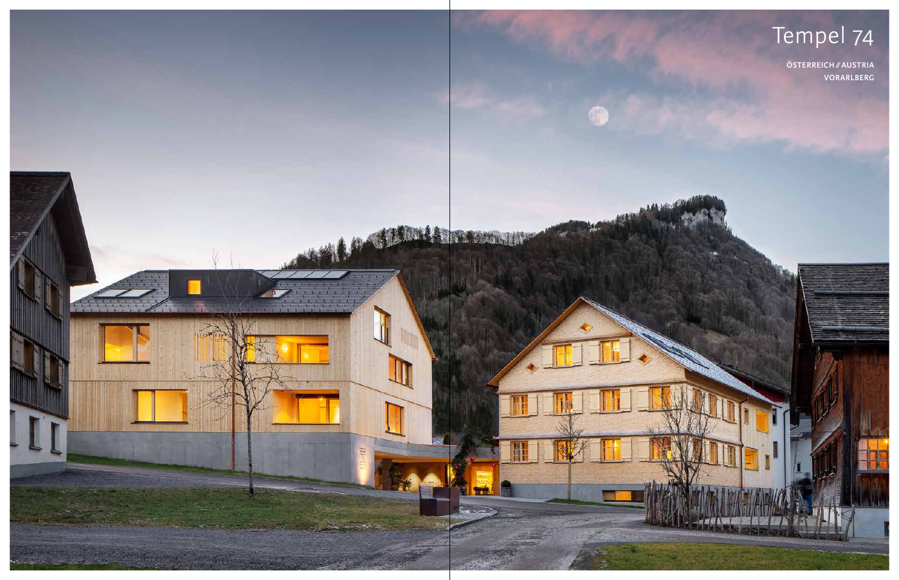# Tempel 74

ÖSTERREICH // AUSTRIA
VORARLBERG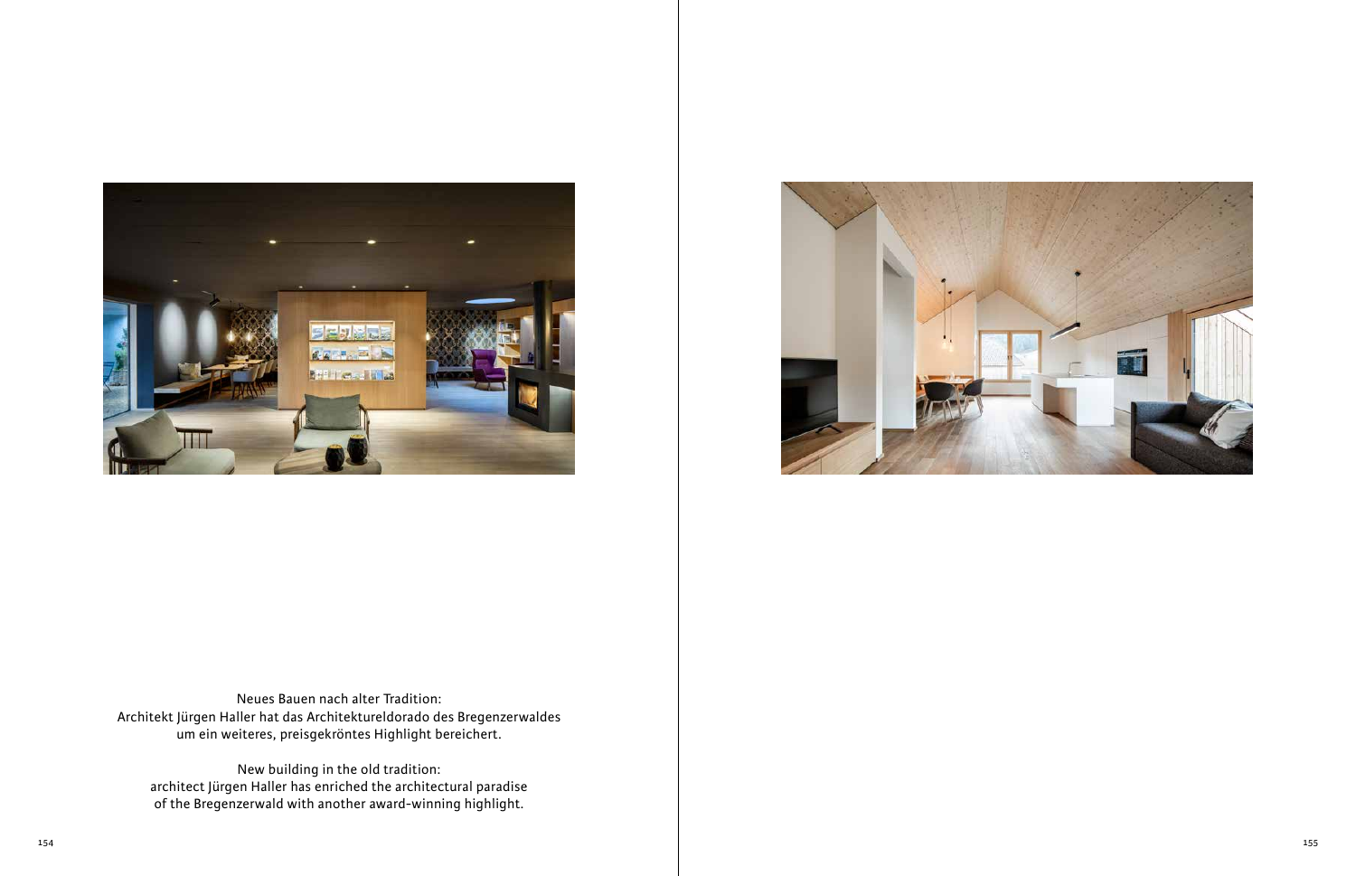Neues Bauen nach alter Tradition:
Architekt Jürgen Haller hat das Architektureldorado des Bregenzerwaldes um ein weiteres, preisgekröntes Highlight bereichert.

New building in the old tradition:
architect Jürgen Haller has enriched the architectural paradise of the Bregenzerwald with another award-winning highlight.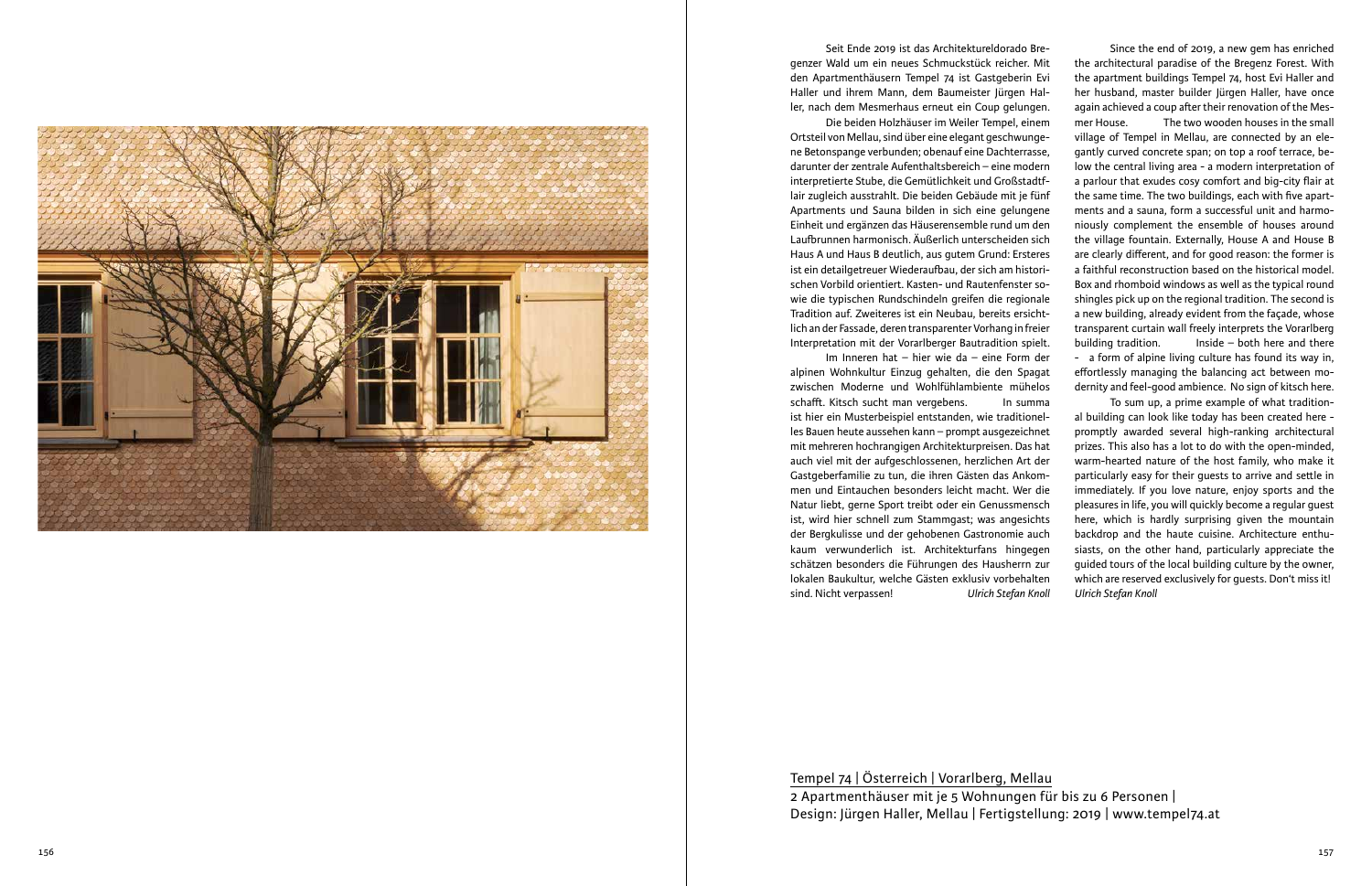Seit Ende 2019 ist das Architektureldorado Bregenzer Wald um ein neues Schmuckstück reicher. Mit den Apartmenthäusern Tempel 74 ist Gastgeberin Evi Haller und ihrem Mann, dem Baumeister Jürgen Haller, nach dem Mesmerhaus erneut ein Coup gelungen.

Die beiden Holzhäuser im Weiler Tempel, einem Ortsteil von Mellau, sind über eine elegant geschwungene Betonspange verbunden; obenauf eine Dachterrasse, darunter der zentrale Aufenthaltsbereich – eine modern interpretierte Stube, die Gemütlichkeit und Großstadtflair zugleich ausstrahlt. Die beiden Gebäude mit je fünf Apartments und Sauna bilden in sich eine gelungene Einheit und ergänzen das Häuserensemble rund um den Laufbrunnen harmonisch. Äußerlich unterscheiden sich Haus A und Haus B deutlich, aus gutem Grund: Ersteres ist ein detailgetreuer Wiederaufbau, der sich am historischen Vorbild orientiert. Kasten- und Rautenfenster sowie die typischen Rundschindeln greifen die regionale Tradition auf. Zweiteres ist ein Neubau, bereits ersichtlich an der Fassade, deren transparenter Vorhang in freier Interpretation mit der Vorarlberger Bautradition spielt.

Im Inneren hat – hier wie da – eine Form der alpinen Wohnkultur Einzug gehalten, die den Spagat zwischen Moderne und Wohlfühlambiente mühelos schafft. Kitsch sucht man vergebens. In summa ist hier ein Musterbeispiel entstanden, wie traditionelles Bauen heute aussehen kann – prompt ausgezeichnet mit mehreren hochrangigen Architekturpreisen. Das hat auch viel mit der aufgeschlossenen, herzlichen Art der Gastgeberfamilie zu tun, die ihren Gästen das Ankommen und Eintauchen besonders leicht macht. Wer die Natur liebt, gerne Sport treibt oder ein Genussmensch ist, wird hier schnell zum Stammgast; was angesichts der Bergkulisse und der gehobenen Gastronomie auch kaum verwunderlich ist. Architekturfans hingegen schätzen besonders die Führungen des Hausherrn zur lokalen Baukultur, welche Gäste exklusiv vorbehalten sind. Nicht verpassen! *Ulrich Stefan Knoll*

Since the end of 2019, a new gem has enriched the architectural paradise of the Bregenz Forest. With the apartment buildings Tempel 74, host Evi Haller and her husband, master builder Jürgen Haller, have once again achieved a coup after their renovation of the Mesmer House. The two wooden houses in the small village of Tempel in Mellau, are connected by an elegantly curved concrete span; on top a roof terrace, below the central living area - a modern interpretation of a parlour that exudes cosy comfort and big-city flair at the same time. The two buildings, each with five apartments and a sauna, form a successful unit and harmoniously complement the ensemble of houses around the village fountain. Externally, House A and House B are clearly different, and for good reason: the former is a faithful reconstruction based on the historical model. Box and rhomboid windows as well as the typical round shingles pick up on the regional tradition. The second is a new building, already evident from the façade, whose transparent curtain wall freely interprets the Vorarlberg building tradition. Inside – both here and there - a form of alpine living culture has found its way in, effortlessly managing the balancing act between modernity and feel-good ambience. No sign of kitsch here.

To sum up, a prime example of what traditional building can look like today has been created here - promptly awarded several high-ranking architectural prizes. This also has a lot to do with the open-minded, warm-hearted nature of the host family, who make it particularly easy for their guests to arrive and settle in immediately. If you love nature, enjoy sports and the pleasures in life, you will quickly become a regular guest here, which is hardly surprising given the mountain backdrop and the haute cuisine. Architecture enthusiasts, on the other hand, particularly appreciate the guided tours of the local building culture by the owner, which are reserved exclusively for guests. Don't miss it! *Ulrich Stefan Knoll*

Tempel 74 | Österreich | Vorarlberg, Mellau
2 Apartmenthäuser mit je 5 Wohnungen für bis zu 6 Personen |
Design: Jürgen Haller, Mellau | Fertigstellung: 2019 | www.tempel74.at